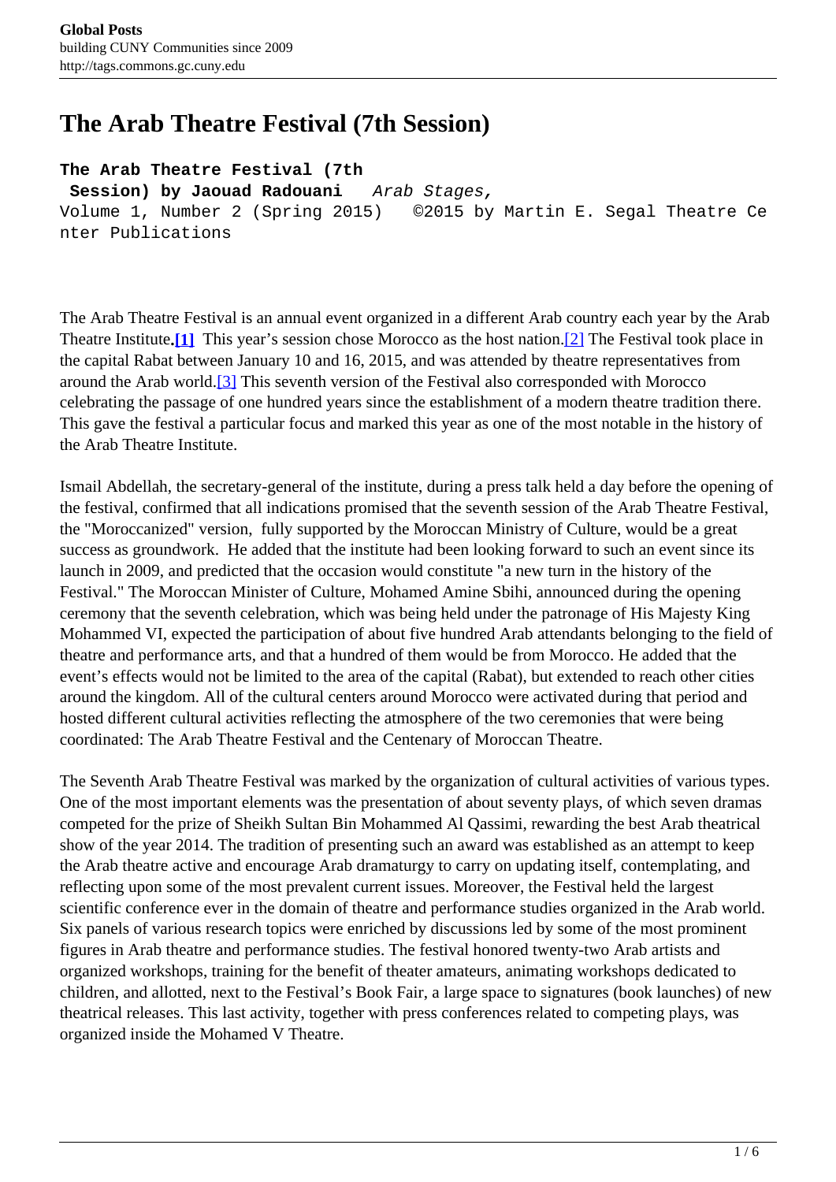# The Arab Theatre Festival (7th Session)

**The Arab Theatre Festival (7th Session) by Jaouad Radouani** *Arab Stages,* Volume 1, Number 2 (Spring 2015) ©2015 by Martin E. Segal Theatre Center Publications

The Arab Theatre Festival is an annual event organized in a different Arab country each year by the Arab Theatre Institute.**[1]** This year's session chose Morocco as the host nation.[2] The Festival took place in the capital Rabat between January 10 and 16, 2015, and was attended by theatre representatives from around the Arab world.[3] This seventh version of the Festival also corresponded with Morocco celebrating the passage of one hundred years since the establishment of a modern theatre tradition there. This gave the festival a particular focus and marked this year as one of the most notable in the history of the Arab Theatre Institute.

Ismail Abdellah, the secretary-general of the institute, during a press talk held a day before the opening of the festival, confirmed that all indications promised that the seventh session of the Arab Theatre Festival, the "Moroccanized" version, fully supported by the Moroccan Ministry of Culture, would be a great success as groundwork. He added that the institute had been looking forward to such an event since its launch in 2009, and predicted that the occasion would constitute "a new turn in the history of the Festival." The Moroccan Minister of Culture, Mohamed Amine Sbihi, announced during the opening ceremony that the seventh celebration, which was being held under the patronage of His Majesty King Mohammed VI, expected the participation of about five hundred Arab attendants belonging to the field of theatre and performance arts, and that a hundred of them would be from Morocco. He added that the event's effects would not be limited to the area of the capital (Rabat), but extended to reach other cities around the kingdom. All of the cultural centers around Morocco were activated during that period and hosted different cultural activities reflecting the atmosphere of the two ceremonies that were being coordinated: The Arab Theatre Festival and the Centenary of Moroccan Theatre.

The Seventh Arab Theatre Festival was marked by the organization of cultural activities of various types. One of the most important elements was the presentation of about seventy plays, of which seven dramas competed for the prize of Sheikh Sultan Bin Mohammed Al Qassimi, rewarding the best Arab theatrical show of the year 2014. The tradition of presenting such an award was established as an attempt to keep the Arab theatre active and encourage Arab dramaturgy to carry on updating itself, contemplating, and reflecting upon some of the most prevalent current issues. Moreover, the Festival held the largest scientific conference ever in the domain of theatre and performance studies organized in the Arab world. Six panels of various research topics were enriched by discussions led by some of the most prominent figures in Arab theatre and performance studies. The festival honored twenty-two Arab artists and organized workshops, training for the benefit of theater amateurs, animating workshops dedicated to children, and allotted, next to the Festival's Book Fair, a large space to signatures (book launches) of new theatrical releases. This last activity, together with press conferences related to competing plays, was organized inside the Mohamed V Theatre.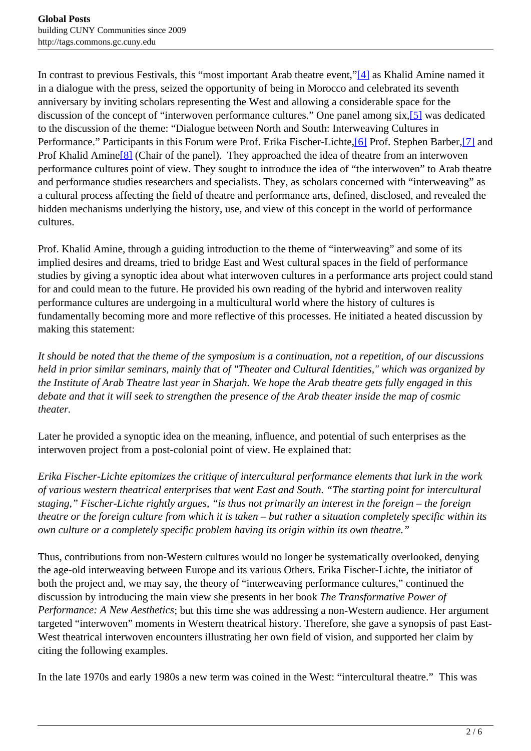In contrast to previous Festivals, this "most important Arab theatre event,"[4] as Khalid Amine named it in a dialogue with the press, seized the opportunity of being in Morocco and celebrated its seventh anniversary by inviting scholars representing the West and allowing a considerable space for the discussion of the concept of "interwoven performance cultures." One panel among six,[5] was dedicated to the discussion of the theme: "Dialogue between North and South: Interweaving Cultures in Performance." Participants in this Forum were Prof. Erika Fischer-Lichte,[6] Prof. Stephen Barber,[7] and Prof Khalid Amine[8] (Chair of the panel). They approached the idea of theatre from an interwoven performance cultures point of view. They sought to introduce the idea of "the interwoven" to Arab theatre and performance studies researchers and specialists. They, as scholars concerned with "interweaving" as a cultural process affecting the field of theatre and performance arts, defined, disclosed, and revealed the hidden mechanisms underlying the history, use, and view of this concept in the world of performance cultures.

Prof. Khalid Amine, through a guiding introduction to the theme of "interweaving" and some of its implied desires and dreams, tried to bridge East and West cultural spaces in the field of performance studies by giving a synoptic idea about what interwoven cultures in a performance arts project could stand for and could mean to the future. He provided his own reading of the hybrid and interwoven reality performance cultures are undergoing in a multicultural world where the history of cultures is fundamentally becoming more and more reflective of this processes. He initiated a heated discussion by making this statement:

*It should be noted that the theme of the symposium is a continuation, not a repetition, of our discussions held in prior similar seminars, mainly that of "Theater and Cultural Identities," which was organized by the Institute of Arab Theatre last year in Sharjah. We hope the Arab theatre gets fully engaged in this debate and that it will seek to strengthen the presence of the Arab theater inside the map of cosmic theater.*

Later he provided a synoptic idea on the meaning, influence, and potential of such enterprises as the interwoven project from a post-colonial point of view. He explained that:

*Erika Fischer-Lichte epitomizes the critique of intercultural performance elements that lurk in the work of various western theatrical enterprises that went East and South. "The starting point for intercultural staging," Fischer-Lichte rightly argues, "is thus not primarily an interest in the foreign – the foreign theatre or the foreign culture from which it is taken – but rather a situation completely specific within its own culture or a completely specific problem having its origin within its own theatre."*

Thus, contributions from non-Western cultures would no longer be systematically overlooked, denying the age-old interweaving between Europe and its various Others. Erika Fischer-Lichte, the initiator of both the project and, we may say, the theory of "interweaving performance cultures," continued the discussion by introducing the main view she presents in her book *The Transformative Power of Performance: A New Aesthetics*; but this time she was addressing a non-Western audience. Her argument targeted "interwoven" moments in Western theatrical history. Therefore, she gave a synopsis of past East-West theatrical interwoven encounters illustrating her own field of vision, and supported her claim by citing the following examples.

In the late 1970s and early 1980s a new term was coined in the West: "intercultural theatre." This was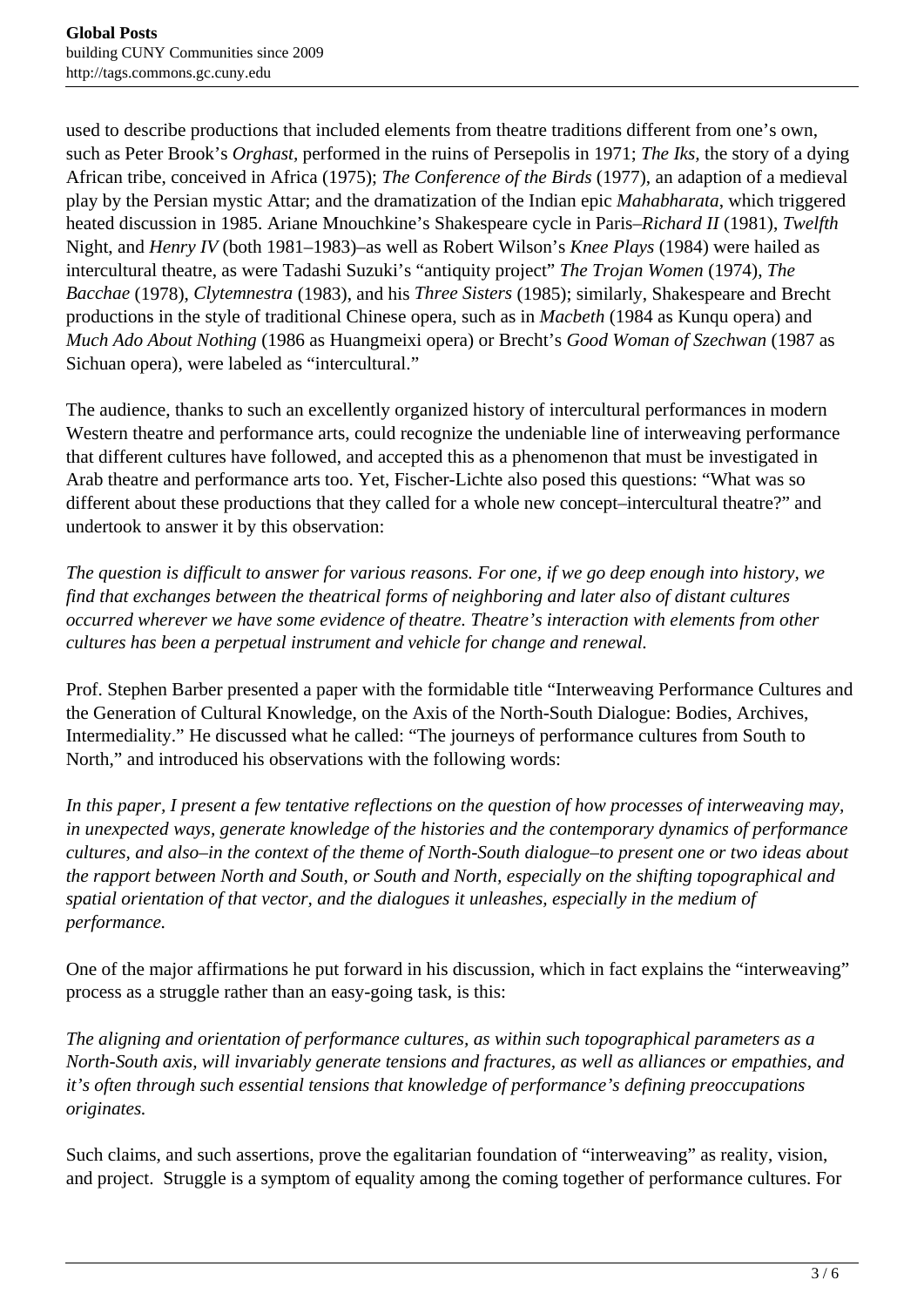used to describe productions that included elements from theatre traditions different from one's own, such as Peter Brook's *Orghast*, performed in the ruins of Persepolis in 1971; *The Iks*, the story of a dying African tribe, conceived in Africa (1975); *The Conference of the Birds* (1977), an adaption of a medieval play by the Persian mystic Attar; and the dramatization of the Indian epic *Mahabharata*, which triggered heated discussion in 1985. Ariane Mnouchkine's Shakespeare cycle in Paris–*Richard II* (1981), *Twelfth* Night, and *Henry IV* (both 1981–1983)–as well as Robert Wilson's *Knee Plays* (1984) were hailed as intercultural theatre, as were Tadashi Suzuki's "antiquity project" *The Trojan Women* (1974), *The Bacchae* (1978), *Clytemnestra* (1983), and his *Three Sisters* (1985); similarly, Shakespeare and Brecht productions in the style of traditional Chinese opera, such as in *Macbeth* (1984 as Kunqu opera) and *Much Ado About Nothing* (1986 as Huangmeixi opera) or Brecht's *Good Woman of Szechwan* (1987 as Sichuan opera), were labeled as "intercultural."

The audience, thanks to such an excellently organized history of intercultural performances in modern Western theatre and performance arts, could recognize the undeniable line of interweaving performance that different cultures have followed, and accepted this as a phenomenon that must be investigated in Arab theatre and performance arts too. Yet, Fischer-Lichte also posed this questions: "What was so different about these productions that they called for a whole new concept–intercultural theatre?" and undertook to answer it by this observation:

*The question is difficult to answer for various reasons. For one, if we go deep enough into history, we find that exchanges between the theatrical forms of neighboring and later also of distant cultures occurred wherever we have some evidence of theatre. Theatre's interaction with elements from other cultures has been a perpetual instrument and vehicle for change and renewal.*

Prof. Stephen Barber presented a paper with the formidable title "Interweaving Performance Cultures and the Generation of Cultural Knowledge, on the Axis of the North-South Dialogue: Bodies, Archives, Intermediality." He discussed what he called: "The journeys of performance cultures from South to North," and introduced his observations with the following words:

*In this paper, I present a few tentative reflections on the question of how processes of interweaving may, in unexpected ways, generate knowledge of the histories and the contemporary dynamics of performance cultures, and also–in the context of the theme of North-South dialogue–to present one or two ideas about the rapport between North and South, or South and North, especially on the shifting topographical and spatial orientation of that vector, and the dialogues it unleashes, especially in the medium of performance.*

One of the major affirmations he put forward in his discussion, which in fact explains the "interweaving" process as a struggle rather than an easy-going task, is this:

*The aligning and orientation of performance cultures, as within such topographical parameters as a North-South axis, will invariably generate tensions and fractures, as well as alliances or empathies, and it's often through such essential tensions that knowledge of performance's defining preoccupations originates.*

Such claims, and such assertions, prove the egalitarian foundation of "interweaving" as reality, vision, and project. Struggle is a symptom of equality among the coming together of performance cultures. For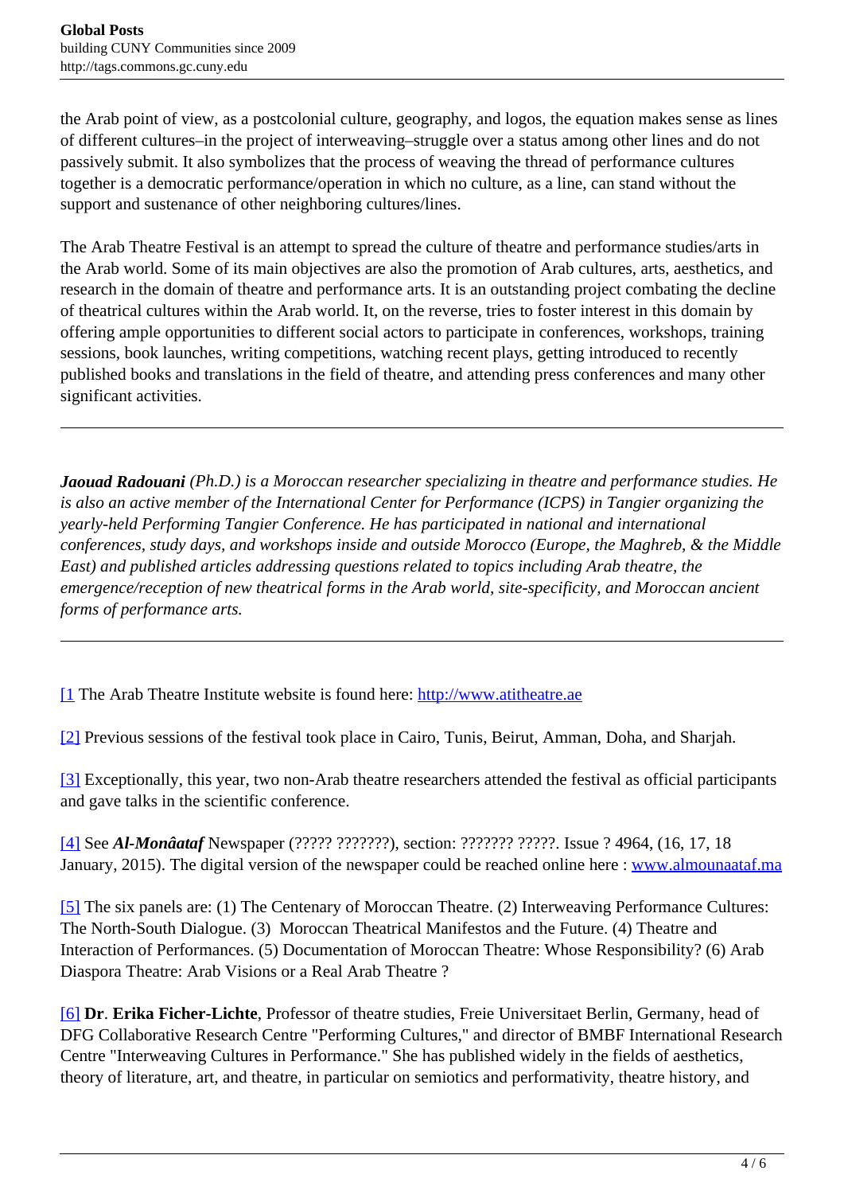the Arab point of view, as a postcolonial culture, geography, and logos, the equation makes sense as lines of different cultures–in the project of interweaving–struggle over a status among other lines and do not passively submit. It also symbolizes that the process of weaving the thread of performance cultures together is a democratic performance/operation in which no culture, as a line, can stand without the support and sustenance of other neighboring cultures/lines.

The Arab Theatre Festival is an attempt to spread the culture of theatre and performance studies/arts in the Arab world. Some of its main objectives are also the promotion of Arab cultures, arts, aesthetics, and research in the domain of theatre and performance arts. It is an outstanding project combating the decline of theatrical cultures within the Arab world. It, on the reverse, tries to foster interest in this domain by offering ample opportunities to different social actors to participate in conferences, workshops, training sessions, book launches, writing competitions, watching recent plays, getting introduced to recently published books and translations in the field of theatre, and attending press conferences and many other significant activities.

---

***Jaouad Radouani*** *(Ph.D.) is a Moroccan researcher specializing in theatre and performance studies. He is also an active member of the International Center for Performance (ICPS) in Tangier organizing the yearly-held Performing Tangier Conference. He has participated in national and international conferences, study days, and workshops inside and outside Morocco (Europe, the Maghreb, & the Middle East) and published articles addressing questions related to topics including Arab theatre, the emergence/reception of new theatrical forms in the Arab world, site-specificity, and Moroccan ancient forms of performance arts.*

---

[1 The Arab Theatre Institute website is found here: http://www.atitheatre.ae

[2] Previous sessions of the festival took place in Cairo, Tunis, Beirut, Amman, Doha, and Sharjah.

[3] Exceptionally, this year, two non-Arab theatre researchers attended the festival as official participants and gave talks in the scientific conference.

[4] See ***Al-Monâataf*** Newspaper (????? ???????), section: ??????? ?????. Issue ? 4964, (16, 17, 18 January, 2015). The digital version of the newspaper could be reached online here : www.almounaataf.ma

[5] The six panels are: (1) The Centenary of Moroccan Theatre. (2) Interweaving Performance Cultures: The North-South Dialogue. (3) Moroccan Theatrical Manifestos and the Future. (4) Theatre and Interaction of Performances. (5) Documentation of Moroccan Theatre: Whose Responsibility? (6) Arab Diaspora Theatre: Arab Visions or a Real Arab Theatre ?

[6] **Dr**. **Erika Ficher-Lichte**, Professor of theatre studies, Freie Universitaet Berlin, Germany, head of DFG Collaborative Research Centre "Performing Cultures," and director of BMBF International Research Centre "Interweaving Cultures in Performance." She has published widely in the fields of aesthetics, theory of literature, art, and theatre, in particular on semiotics and performativity, theatre history, and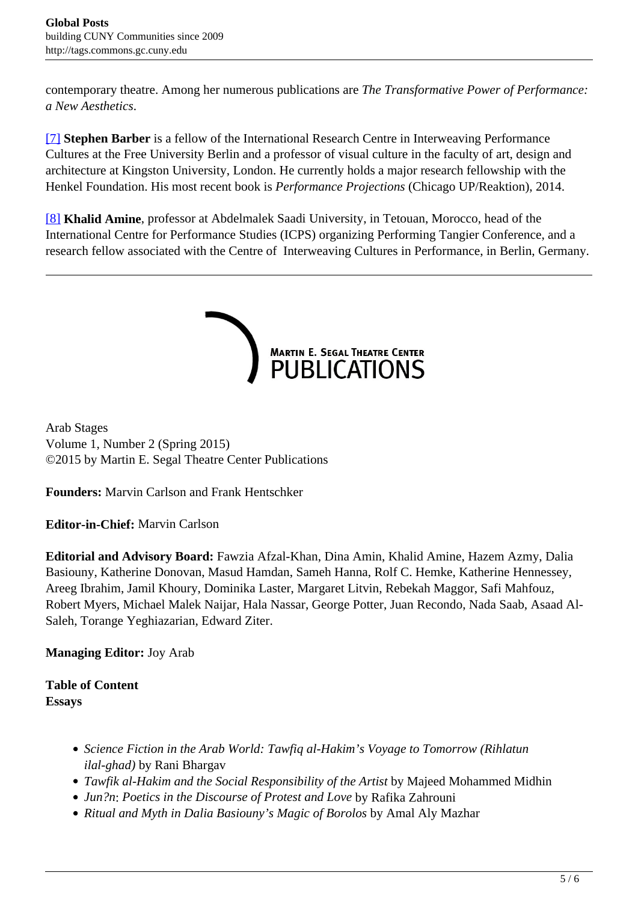contemporary theatre. Among her numerous publications are *The Transformative Power of Performance: a New Aesthetics*.

[7] **Stephen Barber** is a fellow of the International Research Centre in Interweaving Performance Cultures at the Free University Berlin and a professor of visual culture in the faculty of art, design and architecture at Kingston University, London. He currently holds a major research fellowship with the Henkel Foundation. His most recent book is *Performance Projections* (Chicago UP/Reaktion), 2014.

[8] **Khalid Amine**, professor at Abdelmalek Saadi University, in Tetouan, Morocco, head of the International Centre for Performance Studies (ICPS) organizing Performing Tangier Conference, and a research fellow associated with the Centre of Interweaving Cultures in Performance, in Berlin, Germany.

---

MARTIN E. SEGAL THEATRE CENTER PUBLICATIONS

Arab Stages
Volume 1, Number 2 (Spring 2015)
©2015 by Martin E. Segal Theatre Center Publications

**Founders:** Marvin Carlson and Frank Hentschker

**Editor-in-Chief:** Marvin Carlson

**Editorial and Advisory Board:** Fawzia Afzal-Khan, Dina Amin, Khalid Amine, Hazem Azmy, Dalia Basiouny, Katherine Donovan, Masud Hamdan, Sameh Hanna, Rolf C. Hemke, Katherine Hennessey, Areeg Ibrahim, Jamil Khoury, Dominika Laster, Margaret Litvin, Rebekah Maggor, Safi Mahfouz, Robert Myers, Michael Malek Naijar, Hala Nassar, George Potter, Juan Recondo, Nada Saab, Asaad Al-Saleh, Torange Yeghiazarian, Edward Ziter.

**Managing Editor:** Joy Arab

**Table of Content**
**Essays**

- *Science Fiction in the Arab World: Tawfiq al-Hakim's Voyage to Tomorrow (Rihlatun ilal-ghad)* by Rani Bhargav
- *Tawfik al-Hakim and the Social Responsibility of the Artist* by Majeed Mohammed Midhin
- *Jun?n*: *Poetics in the Discourse of Protest and Love* by Rafika Zahrouni
- *Ritual and Myth in Dalia Basiouny's Magic of Borolos* by Amal Aly Mazhar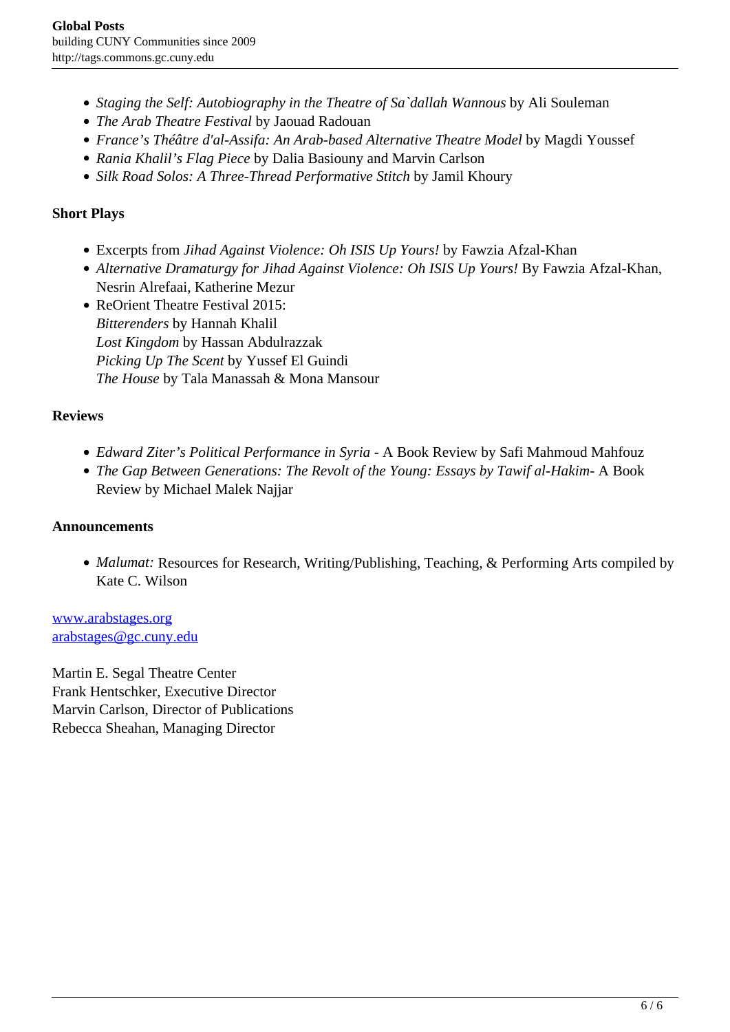- *Staging the Self: Autobiography in the Theatre of Sa`dallah Wannous* by Ali Souleman
- *The Arab Theatre Festival* by Jaouad Radouan
- *France's Théâtre d'al-Assifa: An Arab-based Alternative Theatre Model* by Magdi Youssef
- *Rania Khalil's Flag Piece* by Dalia Basiouny and Marvin Carlson
- *Silk Road Solos: A Three-Thread Performative Stitch* by Jamil Khoury

**Short Plays**

- Excerpts from *Jihad Against Violence: Oh ISIS Up Yours!* by Fawzia Afzal-Khan
- *Alternative Dramaturgy for Jihad Against Violence: Oh ISIS Up Yours!* By Fawzia Afzal-Khan, Nesrin Alrefaai, Katherine Mezur
- ReOrient Theatre Festival 2015:
  *Bitterenders* by Hannah Khalil
  *Lost Kingdom* by Hassan Abdulrazzak
  *Picking Up The Scent* by Yussef El Guindi
  *The House* by Tala Manassah & Mona Mansour

**Reviews**

- *Edward Ziter's Political Performance in Syria* - A Book Review by Safi Mahmoud Mahfouz
- *The Gap Between Generations: The Revolt of the Young: Essays by Tawif al-Hakim*- A Book Review by Michael Malek Najjar

**Announcements**

- *Malumat:* Resources for Research, Writing/Publishing, Teaching, & Performing Arts compiled by Kate C. Wilson

[www.arabstages.org](http://www.arabstages.org)
[arabstages@gc.cuny.edu](mailto:arabstages@gc.cuny.edu)

Martin E. Segal Theatre Center
Frank Hentschker, Executive Director
Marvin Carlson, Director of Publications
Rebecca Sheahan, Managing Director